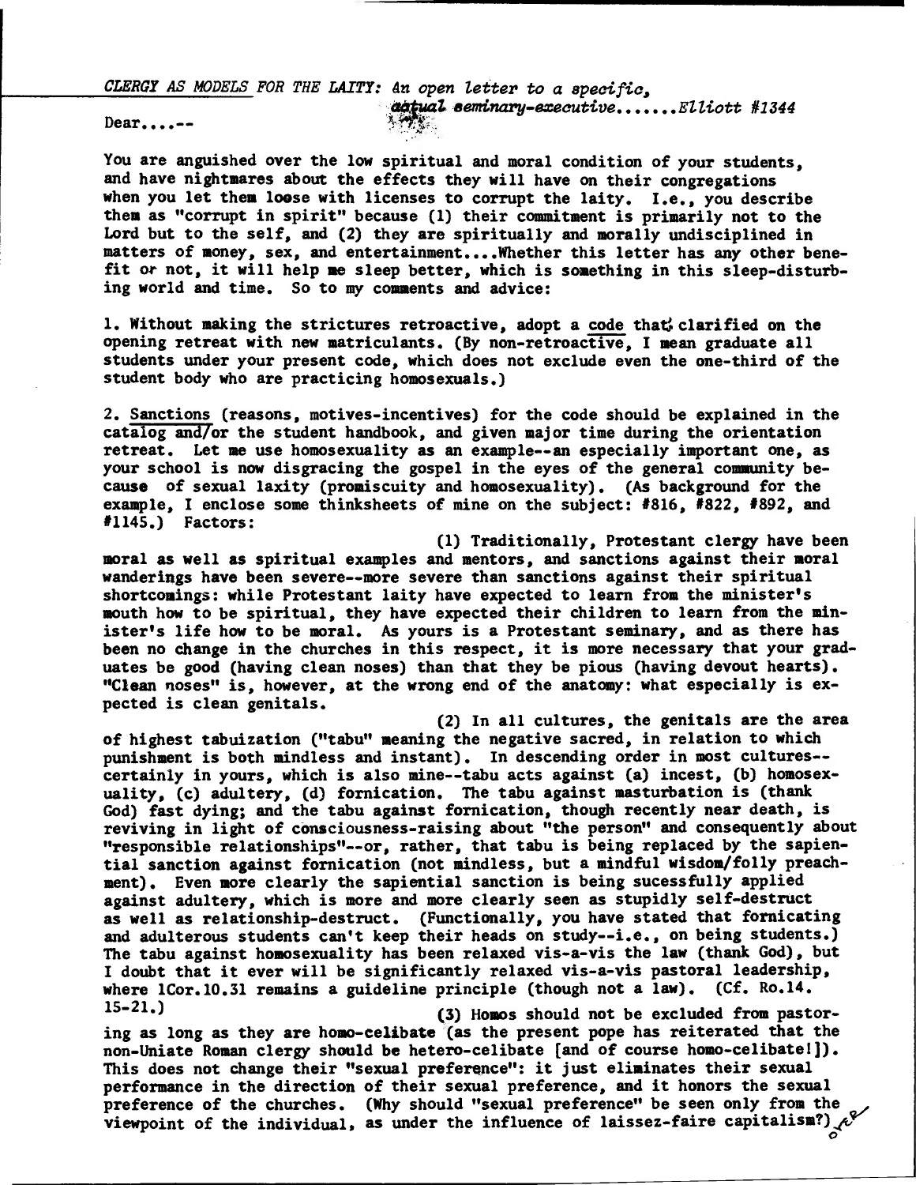*CLERGY AS MODELS FOR THE LAITY: An open letter to a specific, actual seminary-executive......Elliott #1344*

Dear....--

You are anguished over the low spiritual and moral condition of your students, and have nightmares about the effects they will have on their congregations when you let them loose with licenses to corrupt the laity. I.e., you describe them as "corrupt in spirit" because (1) their commitment is primarily not to the Lord but to the self, and (2) they are spiritually and morally undisciplined in matters of money, sex, and entertainment....Whether this letter has any other benefit or not, it will help me sleep better, which is something in this sleep-disturbing world and time. So to my comments and advice:

1. Without making the strictures retroactive, adopt a code that's clarified on the opening retreat with new matriculants. (By non-retroactive, I mean graduate all students under your present code, which does not exclude even the one-third of the student body who are practicing homosexuals.)

2. Sanctions (reasons, motives-incentives) for the code should be explained in the catalog and/or the student handbook, and given major time during the orientation retreat. Let me use homosexuality as an example--an especially important one, as your school is now disgracing the gospel in the eyes of the general community because of sexual laxity (promiscuity and homosexuality). (As background for the example, I enclose some thinksheets of mine on the subject: #816, #822, #892, and #1145.) Factors:

(1) Traditionally, Protestant clergy have been moral as well as spiritual examples and mentors, and sanctions against their moral wanderings have been severe--more severe than sanctions against their spiritual shortcomings: while Protestant laity have expected to learn from the minister's mouth how to be spiritual, they have expected their children to learn from the minister's life how to be moral. As yours is a Protestant seminary, and as there has been no change in the churches in this respect, it is more necessary that your graduates be good (having clean noses) than that they be pious (having devout hearts). "Clean noses" is, however, at the wrong end of the anatomy: what especially is expected is clean genitals.

(2) In all cultures, the genitals are the area of highest tabuization ("tabu" meaning the negative sacred, in relation to which punishment is both mindless and instant). In descending order in most cultures--certainly in yours, which is also mine--tabu acts against (a) incest, (b) homosexuality, (c) adultery, (d) fornication. The tabu against masturbation is (thank God) fast dying; and the tabu against fornication, though recently near death, is reviving in light of consciousness-raising about "the person" and consequently about "responsible relationships"--or, rather, that tabu is being replaced by the sapiential sanction against fornication (not mindless, but a mindful wisdom/folly preachment). Even more clearly the sapiential sanction is being sucessfully applied against adultery, which is more and more clearly seen as stupidly self-destruct as well as relationship-destruct. (Functionally, you have stated that fornicating and adulterous students can't keep their heads on study--i.e., on being students.) The tabu against homosexuality has been relaxed vis-a-vis the law (thank God), but I doubt that it ever will be significantly relaxed vis-a-vis pastoral leadership, where 1Cor.10.31 remains a guideline principle (though not a law). (Cf. Ro.14. 15-21.)

(3) Homos should not be excluded from pastoring as long as they are homo-celibate (as the present pope has reiterated that the non-Uniate Roman clergy should be hetero-celibate [and of course homo-celibate!]). This does not change their "sexual preference": it just eliminates their sexual performance in the direction of their sexual preference, and it honors the sexual preference of the churches. (Why should "sexual preference" be seen only from the viewpoint of the individual, as under the influence of laissez-faire capitalism?) over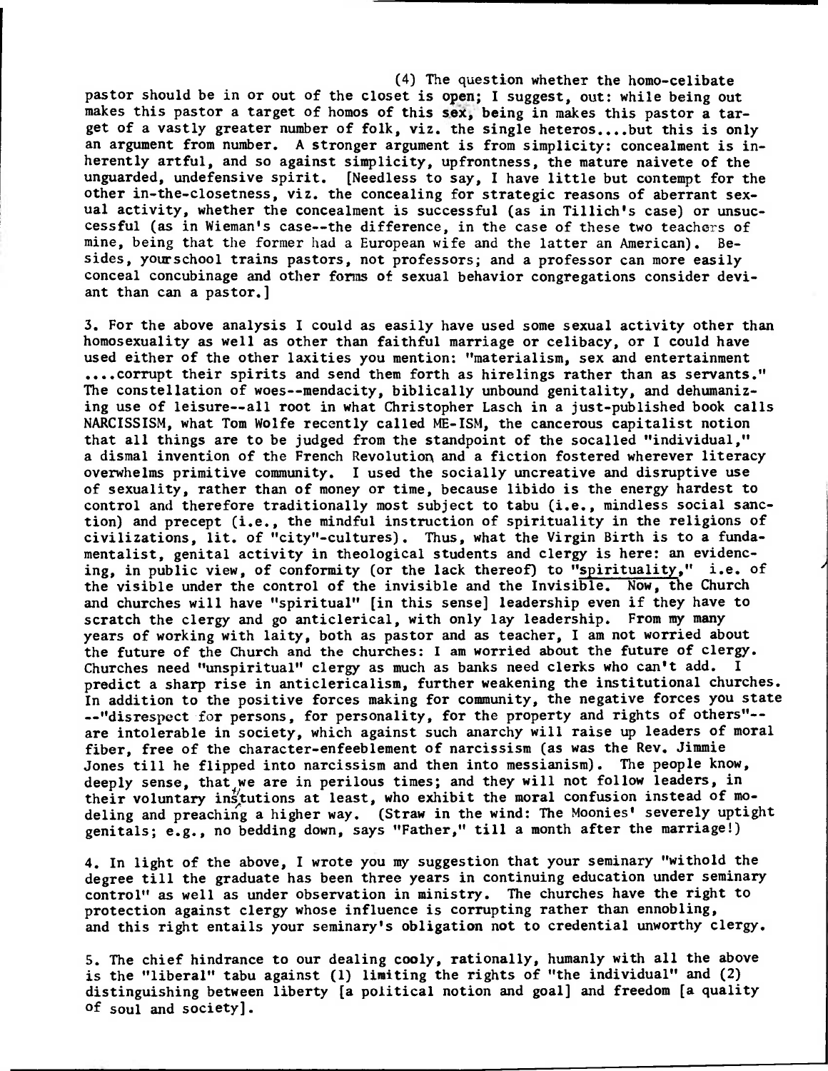(4) The question whether the homo-celibate pastor should be in or out of the closet is open; I suggest, out: while being out makes this pastor a target of homos of this sex, being in makes this pastor a target of a vastly greater number of folk, viz. the single heteros....but this is only an argument from number. A stronger argument is from simplicity: concealment is inherently artful, and so against simplicity, upfrontness, the mature naivete of the unguarded, undefensive spirit. [Needless to say, I have little but contempt for the other in-the-closetness, viz. the concealing for strategic reasons of aberrant sexual activity, whether the concealment is successful (as in Tillich's case) or unsuccessful (as in Wieman's case--the difference, in the case of these two teachers of mine, being that the former had a European wife and the latter an American). Besides, yourschool trains pastors, not professors; and a professor can more easily conceal concubinage and other forms of sexual behavior congregations consider deviant than can a pastor.]

3. For the above analysis I could as easily have used some sexual activity other than homosexuality as well as other than faithful marriage or celibacy, or I could have used either of the other laxities you mention: "materialism, sex and entertainment ....corrupt their spirits and send them forth as hirelings rather than as servants." The constellation of woes--mendacity, biblically unbound genitality, and dehumanizing use of leisure--all root in what Christopher Lasch in a just-published book calls NARCISSISM, what Tom Wolfe recently called ME-ISM, the cancerous capitalist notion that all things are to be judged from the standpoint of the socalled "individual," a dismal invention of the French Revolution and a fiction fostered wherever literacy overwhelms primitive community. I used the socially uncreative and disruptive use of sexuality, rather than of money or time, because libido is the energy hardest to control and therefore traditionally most subject to tabu (i.e., mindless social sanction) and precept (i.e., the mindful instruction of spirituality in the religions of civilizations, lit. of "city"-cultures). Thus, what the Virgin Birth is to a fundamentalist, genital activity in theological students and clergy is here: an evidencing, in public view, of conformity (or the lack thereof) to "spirituality," i.e. of the visible under the control of the invisible and the Invisible. Now, the Church and churches will have "spiritual" [in this sense] leadership even if they have to scratch the clergy and go anticlerical, with only lay leadership. From my many years of working with laity, both as pastor and as teacher, I am not worried about the future of the Church and the churches: I am worried about the future of clergy. Churches need "unspiritual" clergy as much as banks need clerks who can't add. I predict a sharp rise in anticlericalism, further weakening the institutional churches. In addition to the positive forces making for community, the negative forces you state --"disrespect for persons, for personality, for the property and rights of others"-- are intolerable in society, which against such anarchy will raise up leaders of moral fiber, free of the character-enfeeblement of narcissism (as was the Rev. Jimmie Jones till he flipped into narcissism and then into messianism). The people know, deeply sense, that we are in perilous times; and they will not follow leaders, in their voluntary institutions at least, who exhibit the moral confusion instead of modeling and preaching a higher way. (Straw in the wind: The Moonies' severely uptight genitals; e.g., no bedding down, says "Father," till a month after the marriage!)

4. In light of the above, I wrote you my suggestion that your seminary "withold the degree till the graduate has been three years in continuing education under seminary control" as well as under observation in ministry. The churches have the right to protection against clergy whose influence is corrupting rather than ennobling, and this right entails your seminary's obligation not to credential unworthy clergy.

5. The chief hindrance to our dealing cooly, rationally, humanly with all the above is the "liberal" tabu against (1) limiting the rights of "the individual" and (2) distinguishing between liberty [a political notion and goal] and freedom [a quality of soul and society].